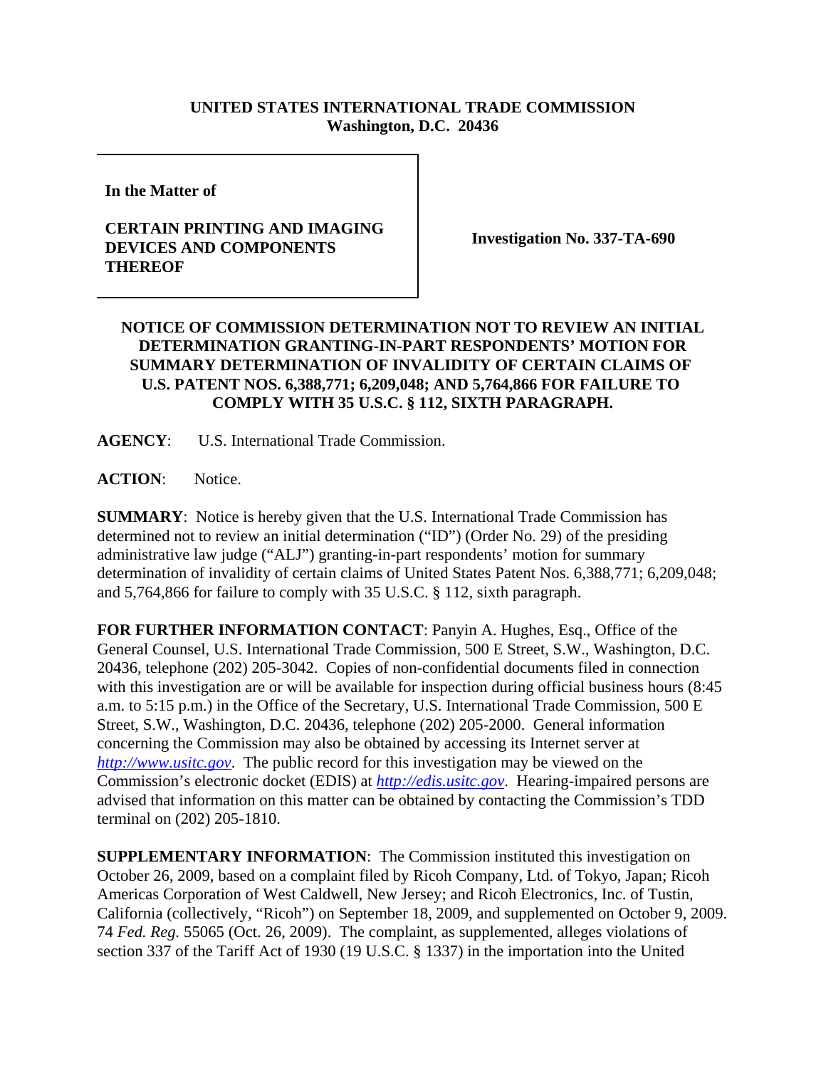**UNITED STATES INTERNATIONAL TRADE COMMISSION**
**Washington, D.C. 20436**

| | |
|---|---|
| **In the Matter of**<br><br>**CERTAIN PRINTING AND IMAGING DEVICES AND COMPONENTS THEREOF** | **Investigation No. 337-TA-690** |

**NOTICE OF COMMISSION DETERMINATION NOT TO REVIEW AN INITIAL DETERMINATION GRANTING-IN-PART RESPONDENTS' MOTION FOR SUMMARY DETERMINATION OF INVALIDITY OF CERTAIN CLAIMS OF U.S. PATENT NOS. 6,388,771; 6,209,048; AND 5,764,866 FOR FAILURE TO COMPLY WITH 35 U.S.C. § 112, SIXTH PARAGRAPH.**

**AGENCY**: U.S. International Trade Commission.

**ACTION**: Notice.

**SUMMARY**: Notice is hereby given that the U.S. International Trade Commission has determined not to review an initial determination ("ID") (Order No. 29) of the presiding administrative law judge ("ALJ") granting-in-part respondents' motion for summary determination of invalidity of certain claims of United States Patent Nos. 6,388,771; 6,209,048; and 5,764,866 for failure to comply with 35 U.S.C. § 112, sixth paragraph.

**FOR FURTHER INFORMATION CONTACT**: Panyin A. Hughes, Esq., Office of the General Counsel, U.S. International Trade Commission, 500 E Street, S.W., Washington, D.C. 20436, telephone (202) 205-3042. Copies of non-confidential documents filed in connection with this investigation are or will be available for inspection during official business hours (8:45 a.m. to 5:15 p.m.) in the Office of the Secretary, U.S. International Trade Commission, 500 E Street, S.W., Washington, D.C. 20436, telephone (202) 205-2000. General information concerning the Commission may also be obtained by accessing its Internet server at *http://www.usitc.gov*. The public record for this investigation may be viewed on the Commission's electronic docket (EDIS) at *http://edis.usitc.gov*. Hearing-impaired persons are advised that information on this matter can be obtained by contacting the Commission's TDD terminal on (202) 205-1810.

**SUPPLEMENTARY INFORMATION**: The Commission instituted this investigation on October 26, 2009, based on a complaint filed by Ricoh Company, Ltd. of Tokyo, Japan; Ricoh Americas Corporation of West Caldwell, New Jersey; and Ricoh Electronics, Inc. of Tustin, California (collectively, "Ricoh") on September 18, 2009, and supplemented on October 9, 2009. 74 *Fed. Reg.* 55065 (Oct. 26, 2009). The complaint, as supplemented, alleges violations of section 337 of the Tariff Act of 1930 (19 U.S.C. § 1337) in the importation into the United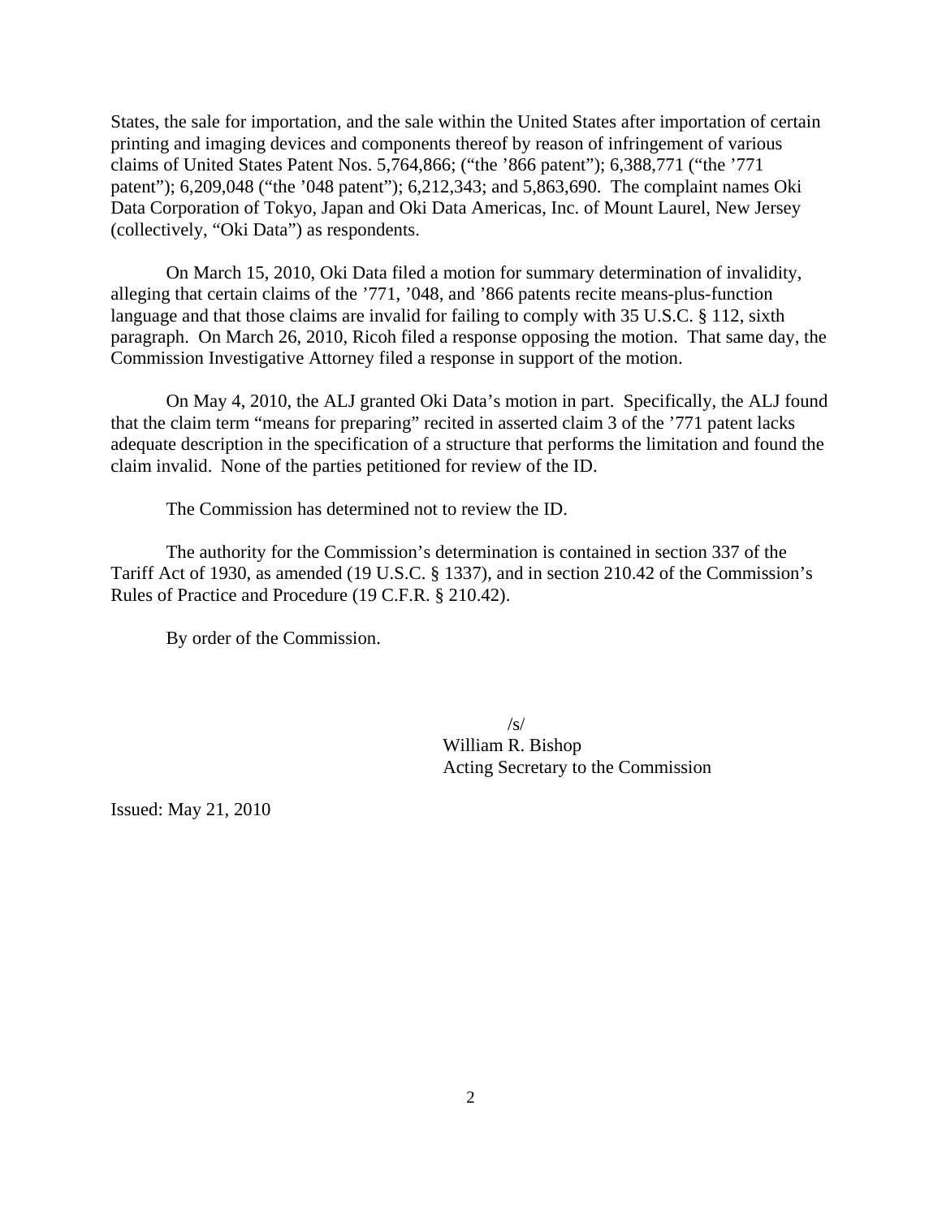States, the sale for importation, and the sale within the United States after importation of certain printing and imaging devices and components thereof by reason of infringement of various claims of United States Patent Nos. 5,764,866; ("the '866 patent"); 6,388,771 ("the '771 patent"); 6,209,048 ("the '048 patent"); 6,212,343; and 5,863,690. The complaint names Oki Data Corporation of Tokyo, Japan and Oki Data Americas, Inc. of Mount Laurel, New Jersey (collectively, "Oki Data") as respondents.

On March 15, 2010, Oki Data filed a motion for summary determination of invalidity, alleging that certain claims of the '771, '048, and '866 patents recite means-plus-function language and that those claims are invalid for failing to comply with 35 U.S.C. § 112, sixth paragraph. On March 26, 2010, Ricoh filed a response opposing the motion. That same day, the Commission Investigative Attorney filed a response in support of the motion.

On May 4, 2010, the ALJ granted Oki Data's motion in part. Specifically, the ALJ found that the claim term "means for preparing" recited in asserted claim 3 of the '771 patent lacks adequate description in the specification of a structure that performs the limitation and found the claim invalid. None of the parties petitioned for review of the ID.

The Commission has determined not to review the ID.

The authority for the Commission's determination is contained in section 337 of the Tariff Act of 1930, as amended (19 U.S.C. § 1337), and in section 210.42 of the Commission's Rules of Practice and Procedure (19 C.F.R. § 210.42).

By order of the Commission.

/s/
William R. Bishop
Acting Secretary to the Commission

Issued: May 21, 2010